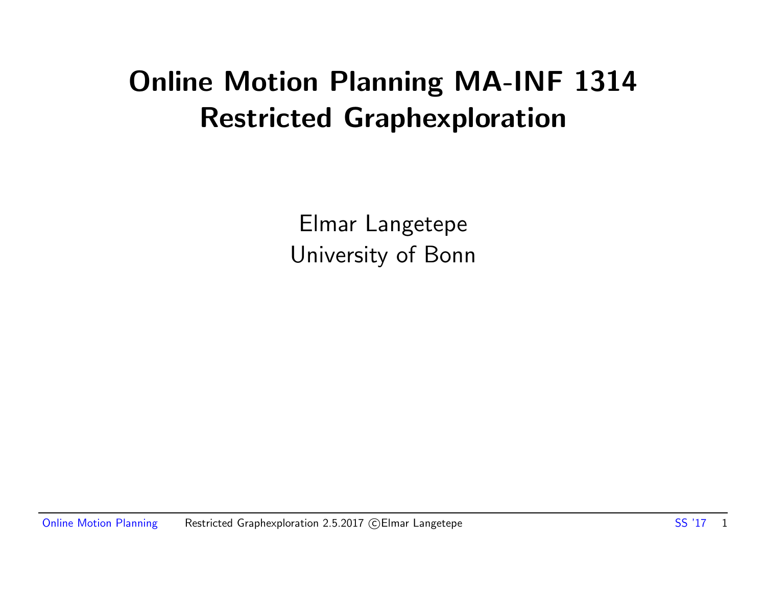# Online Motion Planning MA-INF 1314
# Restricted Graphexploration

Elmar Langetepe
University of Bonn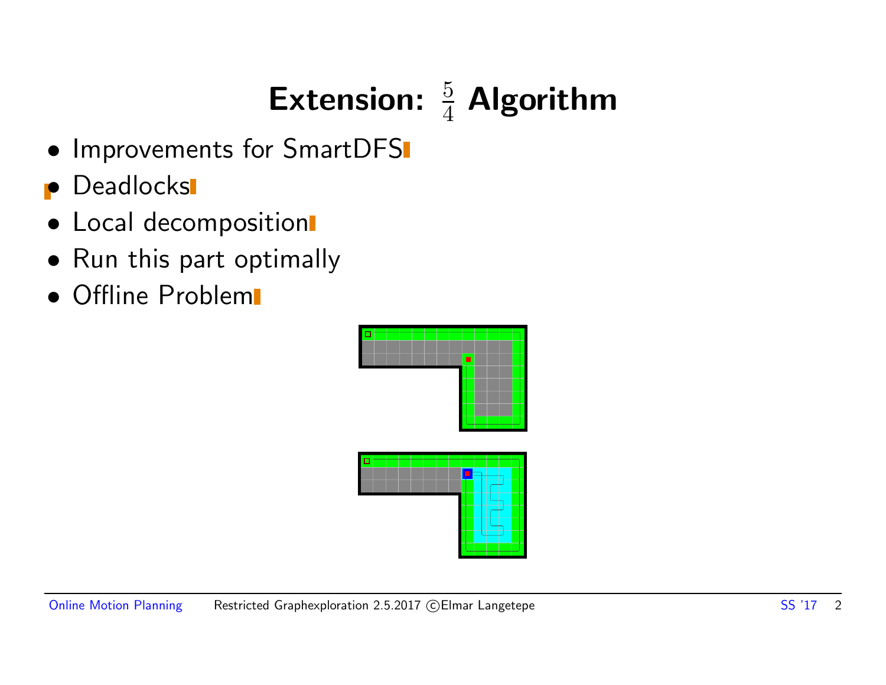# Extension: $\frac{5}{4}$ Algorithm

- Improvements for SmartDFS
- Deadlocks
- Local decomposition
- Run this part optimally
- Offline Problem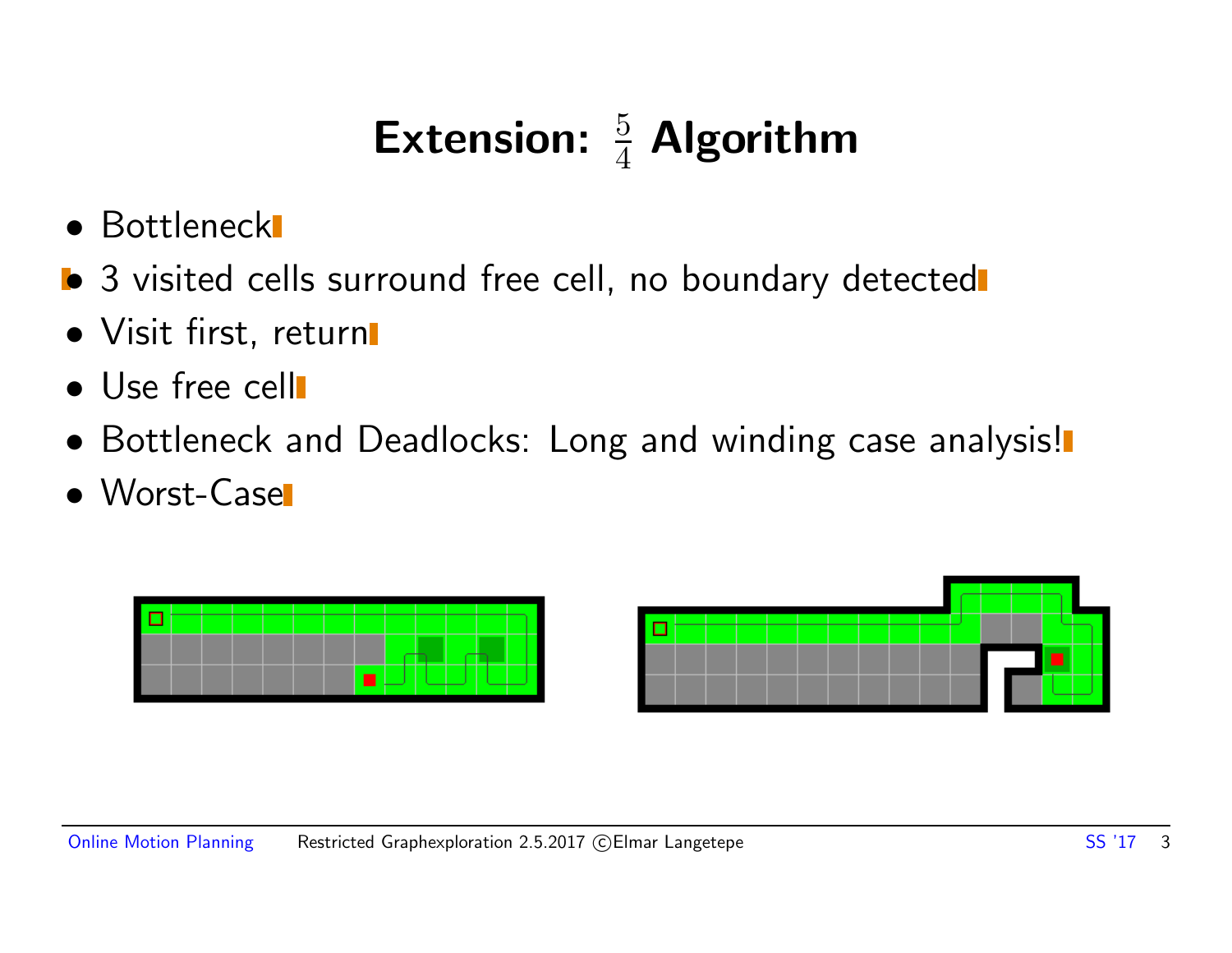# Extension: $\frac{5}{4}$ Algorithm

- Bottleneck
- 3 visited cells surround free cell, no boundary detected
- Visit first, return
- Use free cell
- Bottleneck and Deadlocks: Long and winding case analysis!
- Worst-Case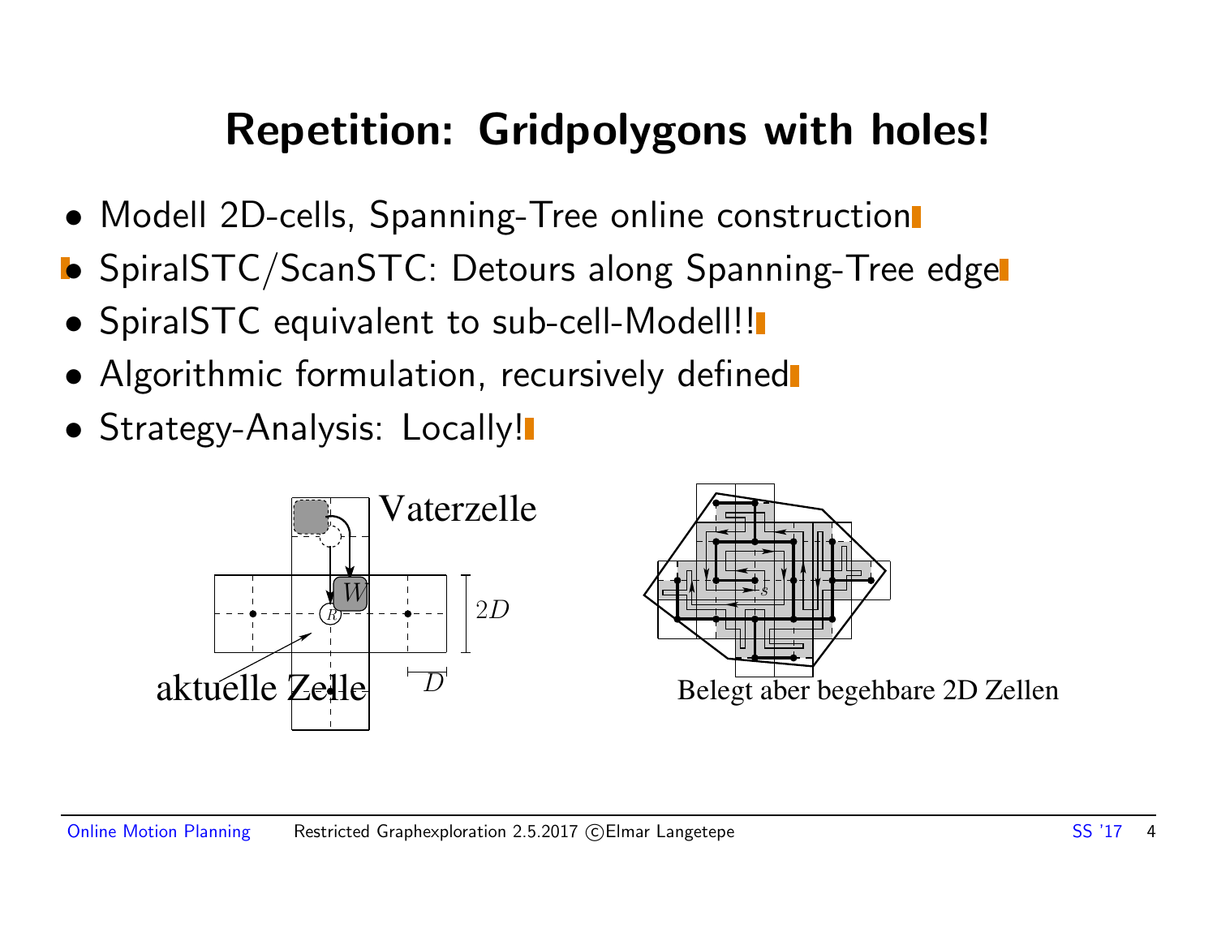# Repetition: Gridpolygons with holes!

- Modell 2D-cells, Spanning-Tree online construction
- SpiralSTC/ScanSTC: Detours along Spanning-Tree edge
- SpiralSTC equivalent to sub-cell-Modell!!
- Algorithmic formulation, recursively defined
- Strategy-Analysis: Locally!

Vaterzelle

$W$

$R$

$2D$

$D$

aktuelle Zelle

$s$

Belegt aber begehbare 2D Zellen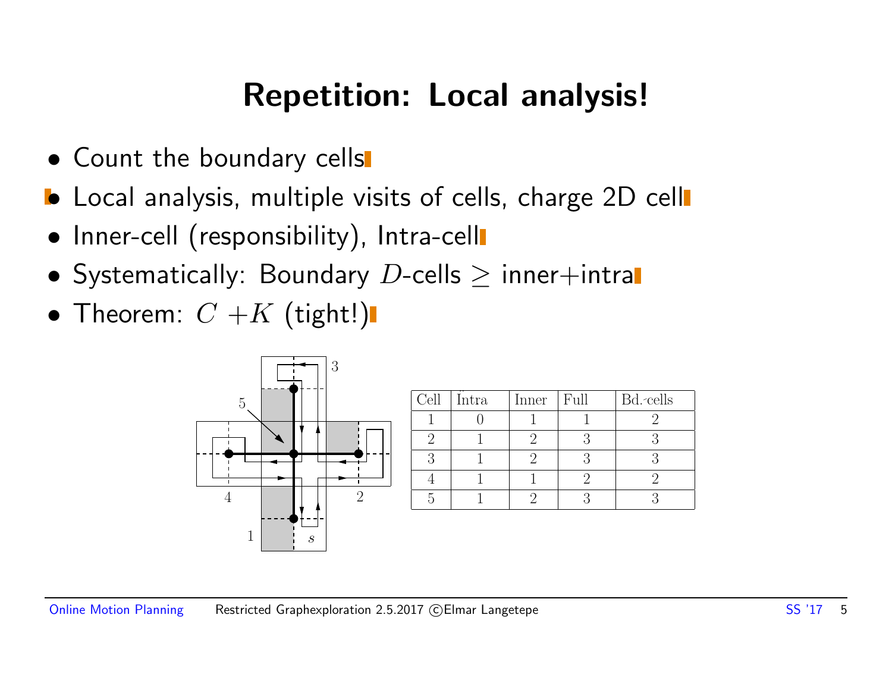# Repetition: Local analysis!

- Count the boundary cells
- Local analysis, multiple visits of cells, charge 2D cell
- Inner-cell (responsibility), Intra-cell
- Systematically: Boundary $D$-cells $\geq$ inner+intra
- Theorem: $C$ $+K$ (tight!)

| Cell | Intra | Inner | Full | Bd.-cells |
|---|---|---|---|---|
| 1 | 0 | 1 | 1 | 2 |
| 2 | 1 | 2 | 3 | 3 |
| 3 | 1 | 2 | 3 | 3 |
| 4 | 1 | 1 | 2 | 2 |
| 5 | 1 | 2 | 3 | 3 |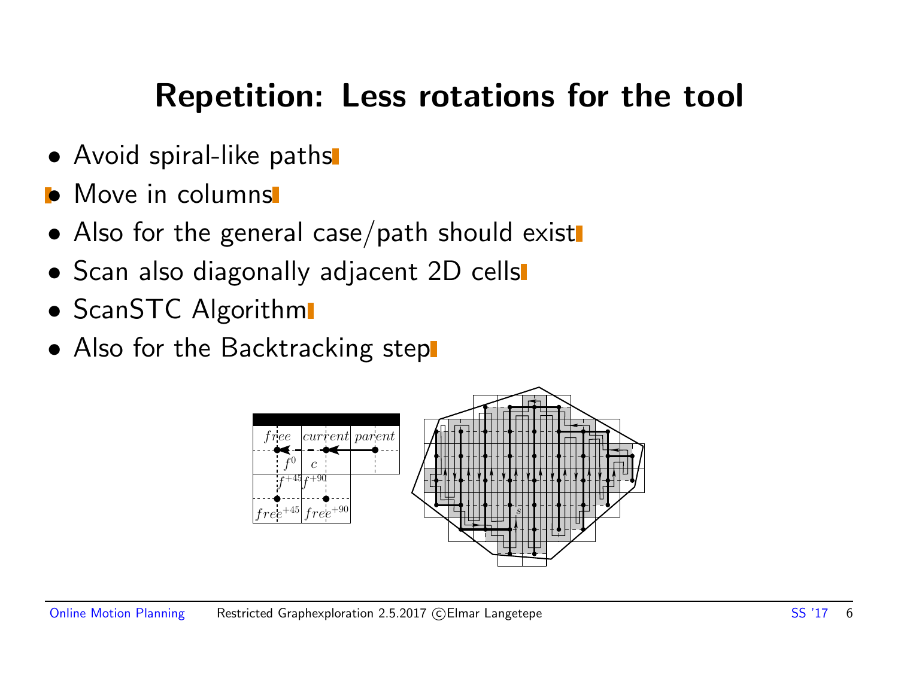# Repetition: Less rotations for the tool

- Avoid spiral-like paths
- Move in columns
- Also for the general case/path should exist
- Scan also diagonally adjacent 2D cells
- ScanSTC Algorithm
- Also for the Backtracking step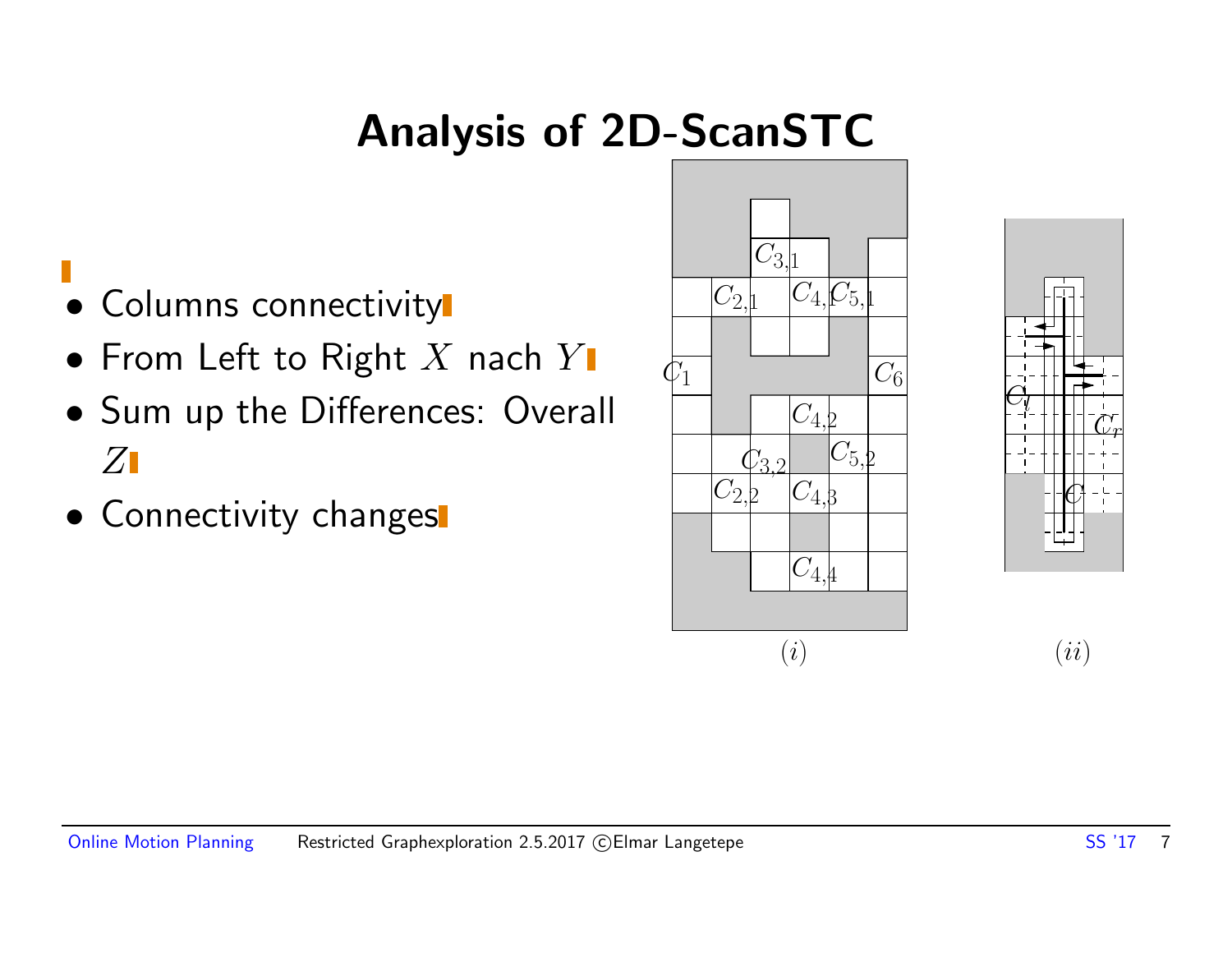# Analysis of 2D-ScanSTC

- Columns connectivity
- From Left to Right $X$ nach $Y$
- Sum up the Differences: Overall $Z$
- Connectivity changes

$(i)$ $(ii)$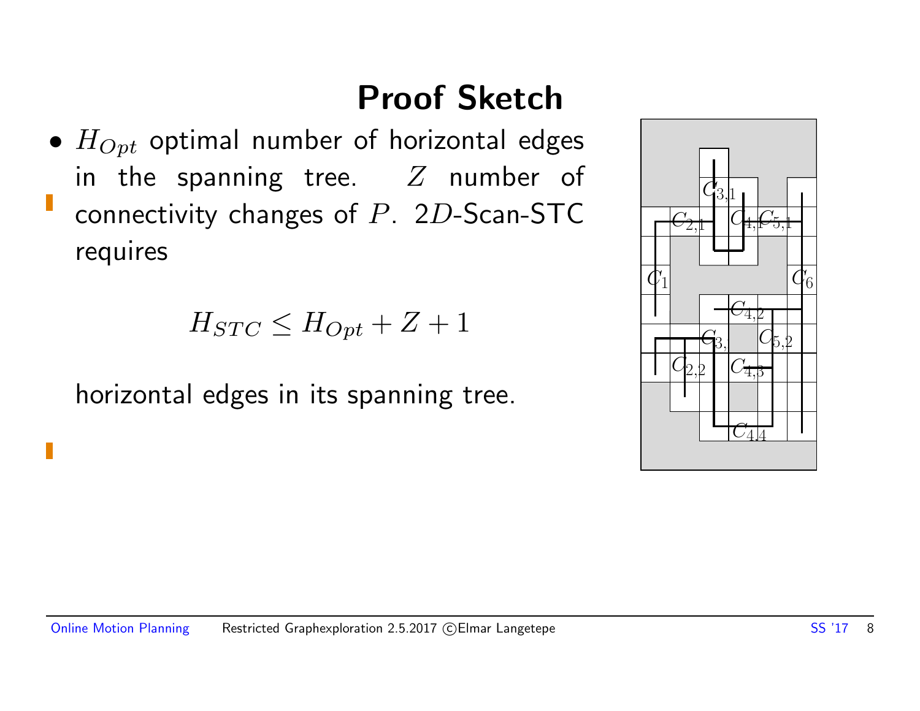# Proof Sketch

- $H_{Opt}$ optimal number of horizontal edges in the spanning tree. $Z$ number of connectivity changes of $P$. $2D$-Scan-STC requires

$$H_{STC} \leq H_{Opt} + Z + 1$$

horizontal edges in its spanning tree.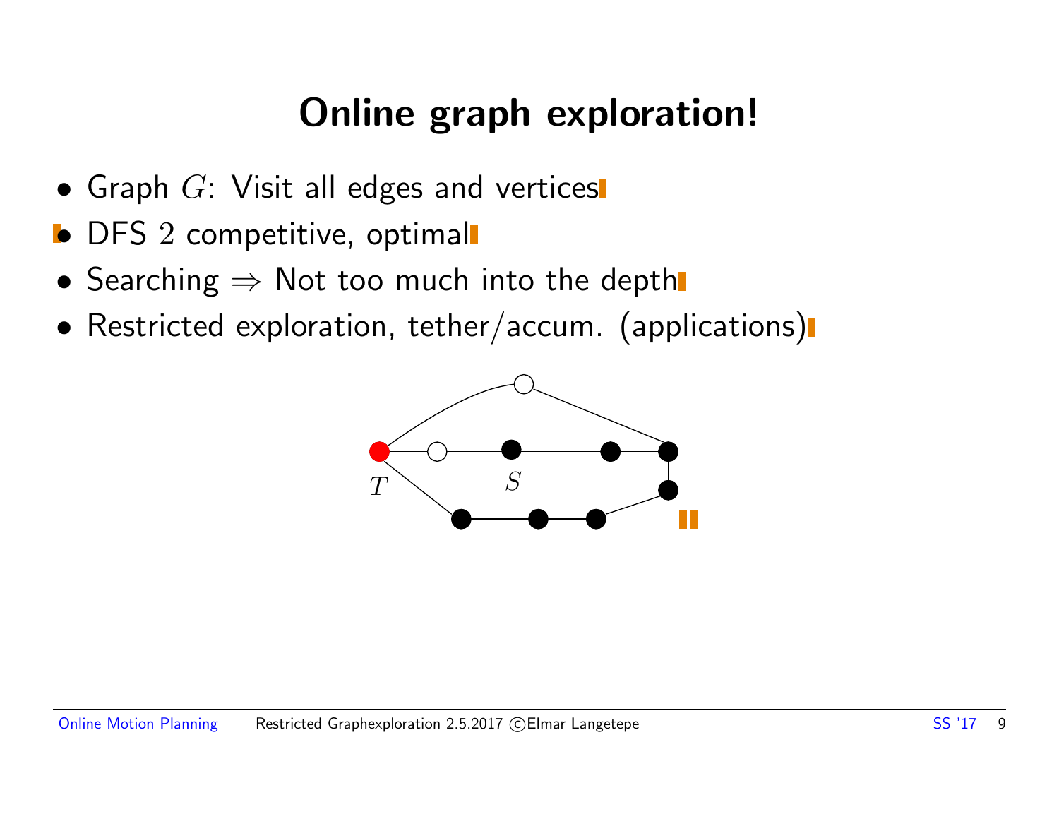# Online graph exploration!

- Graph $G$: Visit all edges and vertices
- DFS $2$ competitive, optimal
- Searching $\Rightarrow$ Not too much into the depth
- Restricted exploration, tether/accum. (applications)

$T$

$S$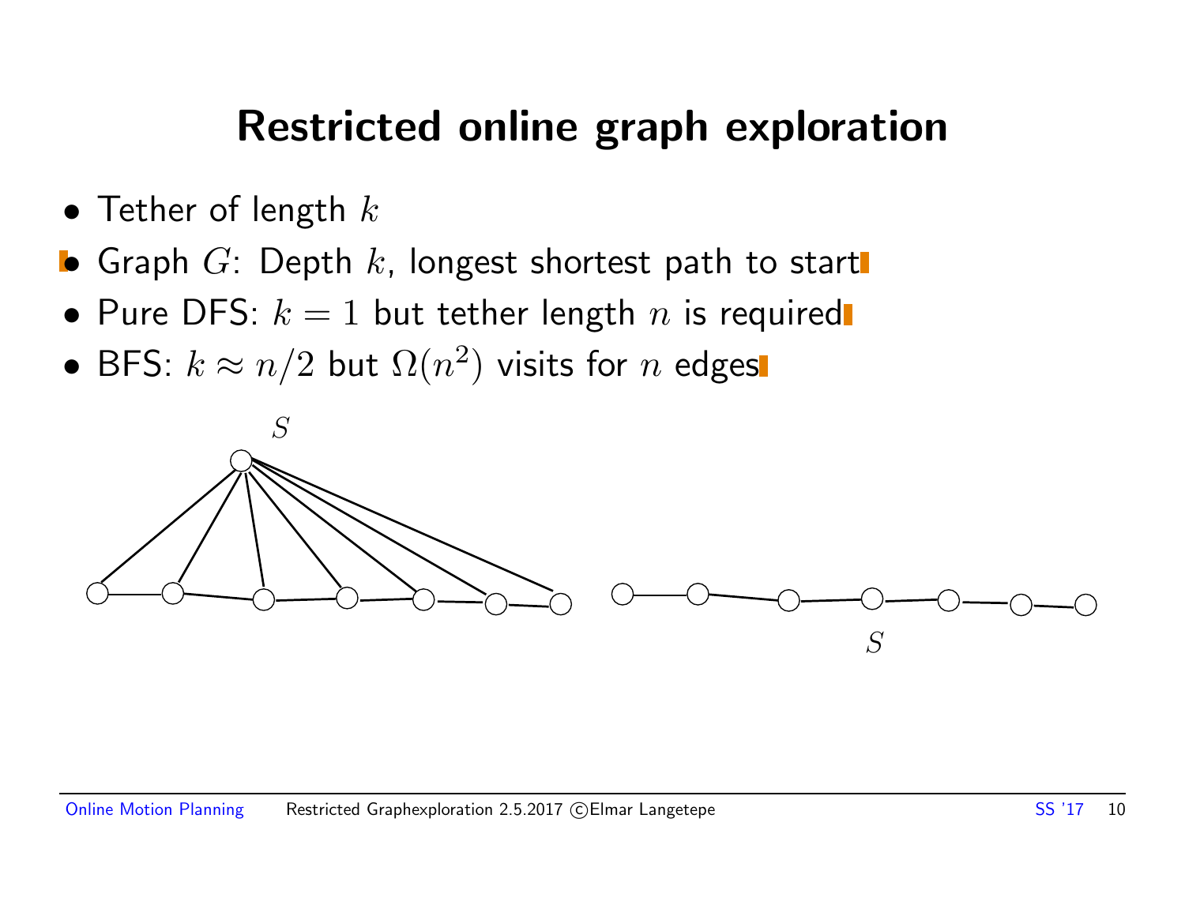# Restricted online graph exploration

- Tether of length $k$
- Graph $G$: Depth $k$, longest shortest path to start
- Pure DFS: $k = 1$ but tether length $n$ is required
- BFS: $k \approx n/2$ but $\Omega(n^2)$ visits for $n$ edges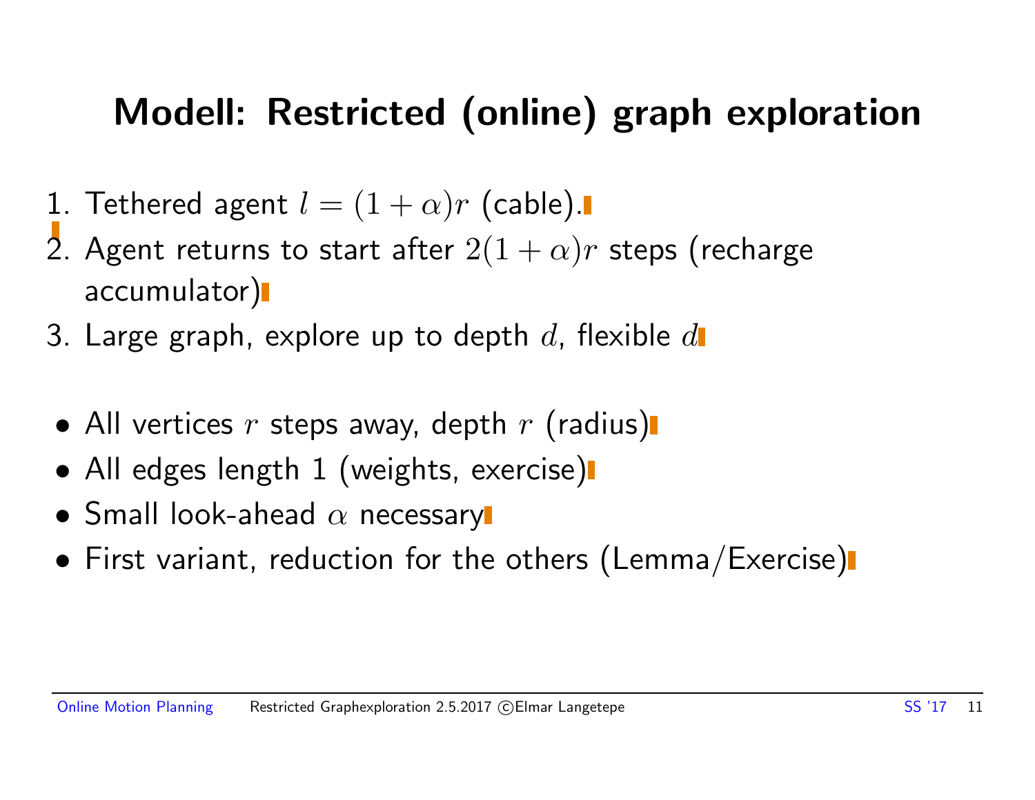# Modell: Restricted (online) graph exploration

1. Tethered agent $l = (1 + \alpha)r$ (cable).
2. Agent returns to start after $2(1 + \alpha)r$ steps (recharge accumulator)
3. Large graph, explore up to depth $d$, flexible $d$

- All vertices $r$ steps away, depth $r$ (radius)
- All edges length 1 (weights, exercise)
- Small look-ahead $\alpha$ necessary
- First variant, reduction for the others (Lemma/Exercise)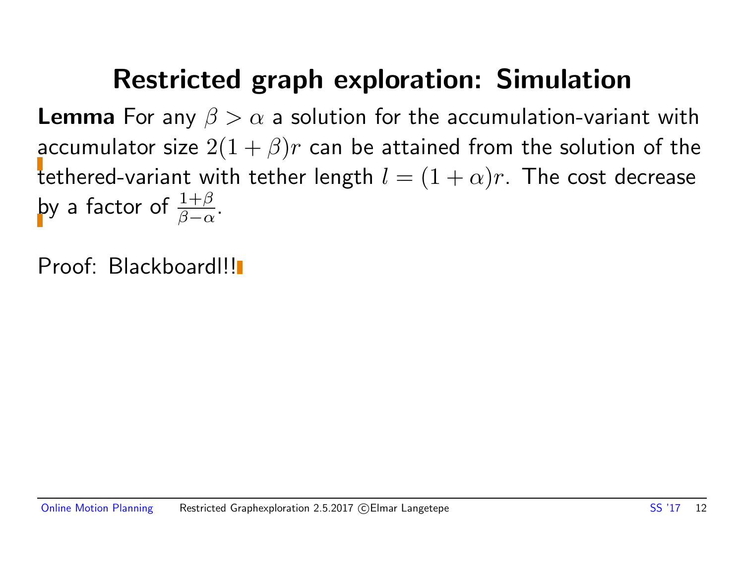# Restricted graph exploration: Simulation

**Lemma** For any $\beta > \alpha$ a solution for the accumulation-variant with accumulator size $2(1+\beta)r$ can be attained from the solution of the tethered-variant with tether length $l = (1+\alpha)r$. The cost decrease by a factor of $\frac{1+\beta}{\beta-\alpha}$.

Proof: Blackboard!!!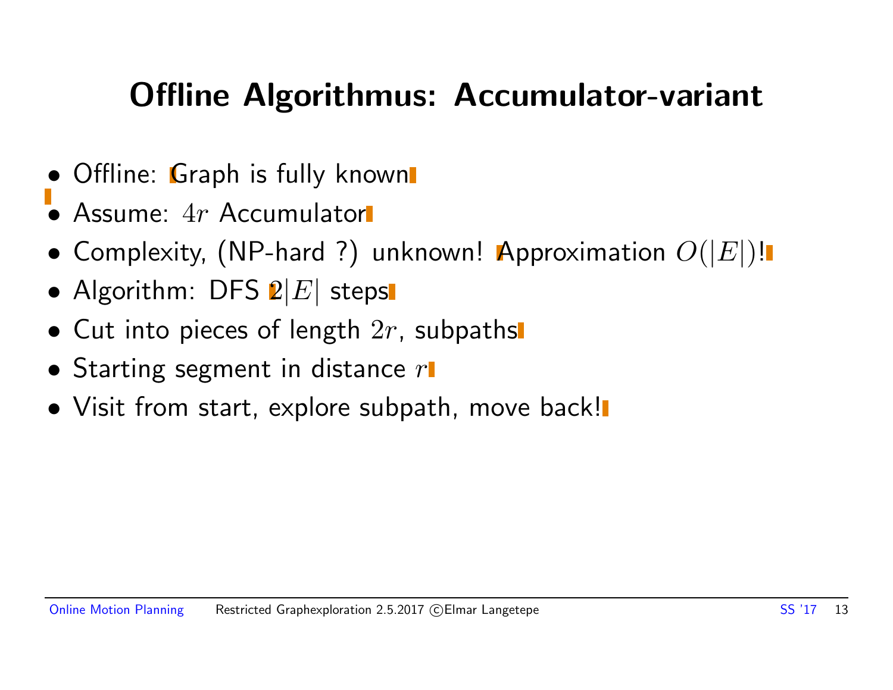# Offline Algorithmus: Accumulator-variant

- Offline: Graph is fully known
- Assume: $4r$ Accumulator
- Complexity, (NP-hard ?) unknown! Approximation $O(|E|)$!
- Algorithm: DFS $2|E|$ steps
- Cut into pieces of length $2r$, subpaths
- Starting segment in distance $r$
- Visit from start, explore subpath, move back!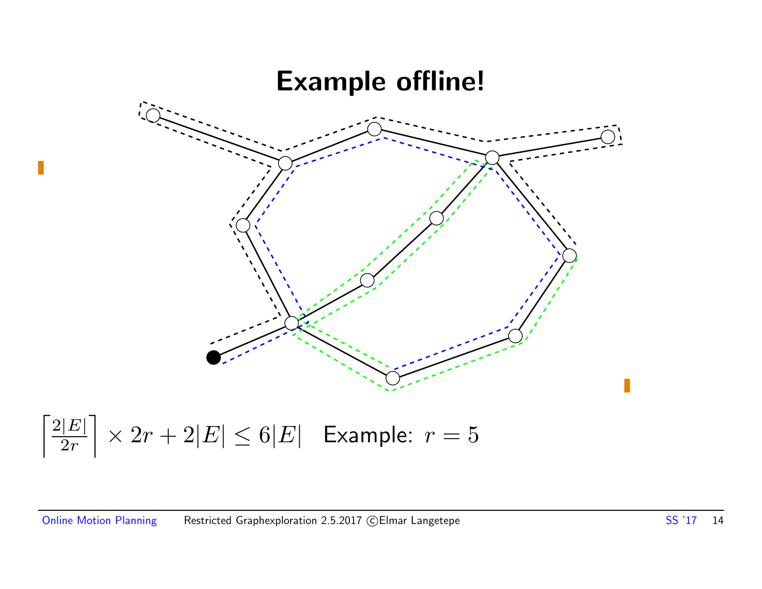# Example offline!

$$\left\lceil \frac{2|E|}{2r} \right\rceil \times 2r + 2|E| \leq 6|E|$$ Example: $r = 5$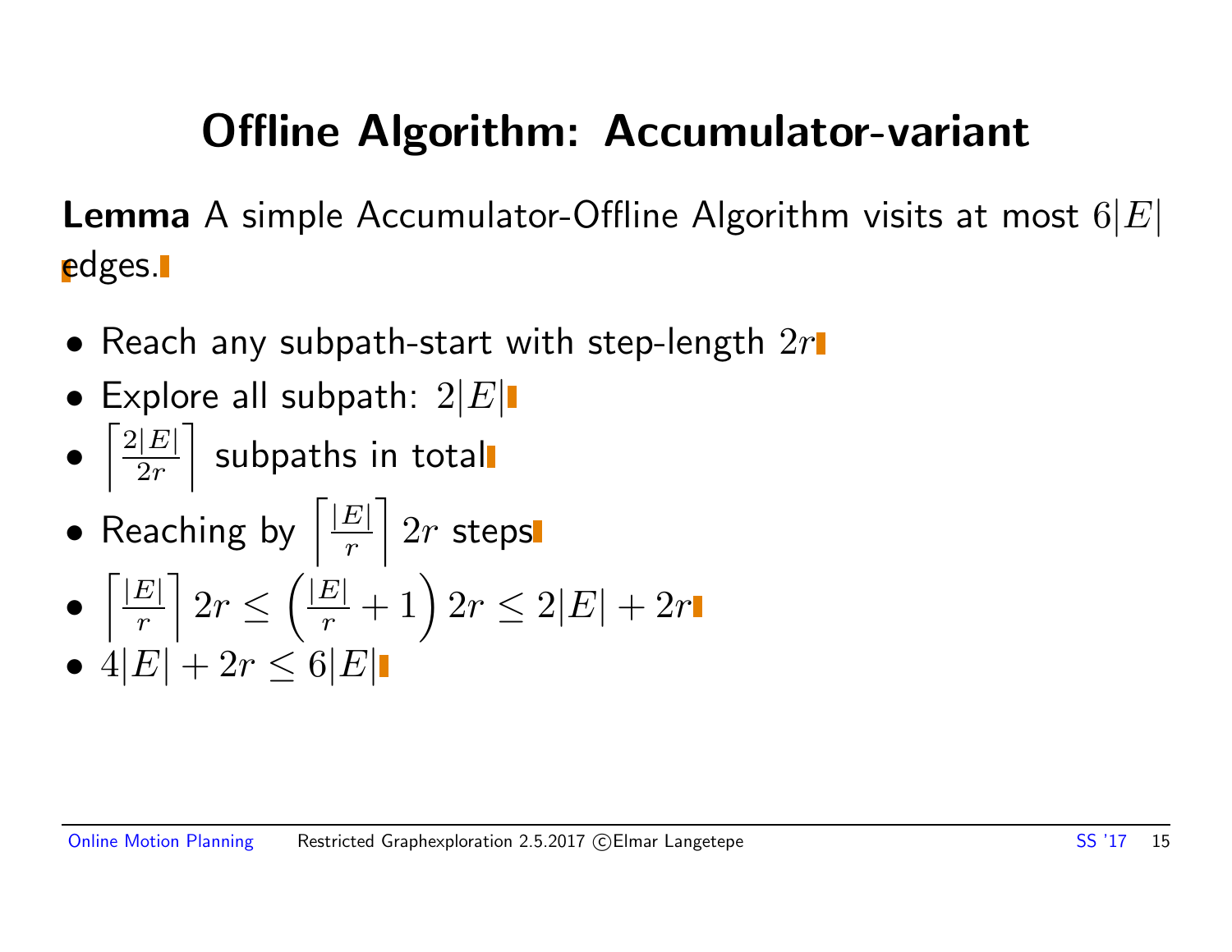# Offline Algorithm: Accumulator-variant

**Lemma** A simple Accumulator-Offline Algorithm visits at most $6|E|$ edges.

- Reach any subpath-start with step-length $2r$
- Explore all subpath: $2|E|$
- $\left\lceil \frac{2|E|}{2r} \right\rceil$ subpaths in total
- Reaching by $\left\lceil \frac{|E|}{r} \right\rceil 2r$ steps
- $\left\lceil \frac{|E|}{r} \right\rceil 2r \leq \left( \frac{|E|}{r} + 1 \right) 2r \leq 2|E| + 2r$
- $4|E| + 2r \leq 6|E|$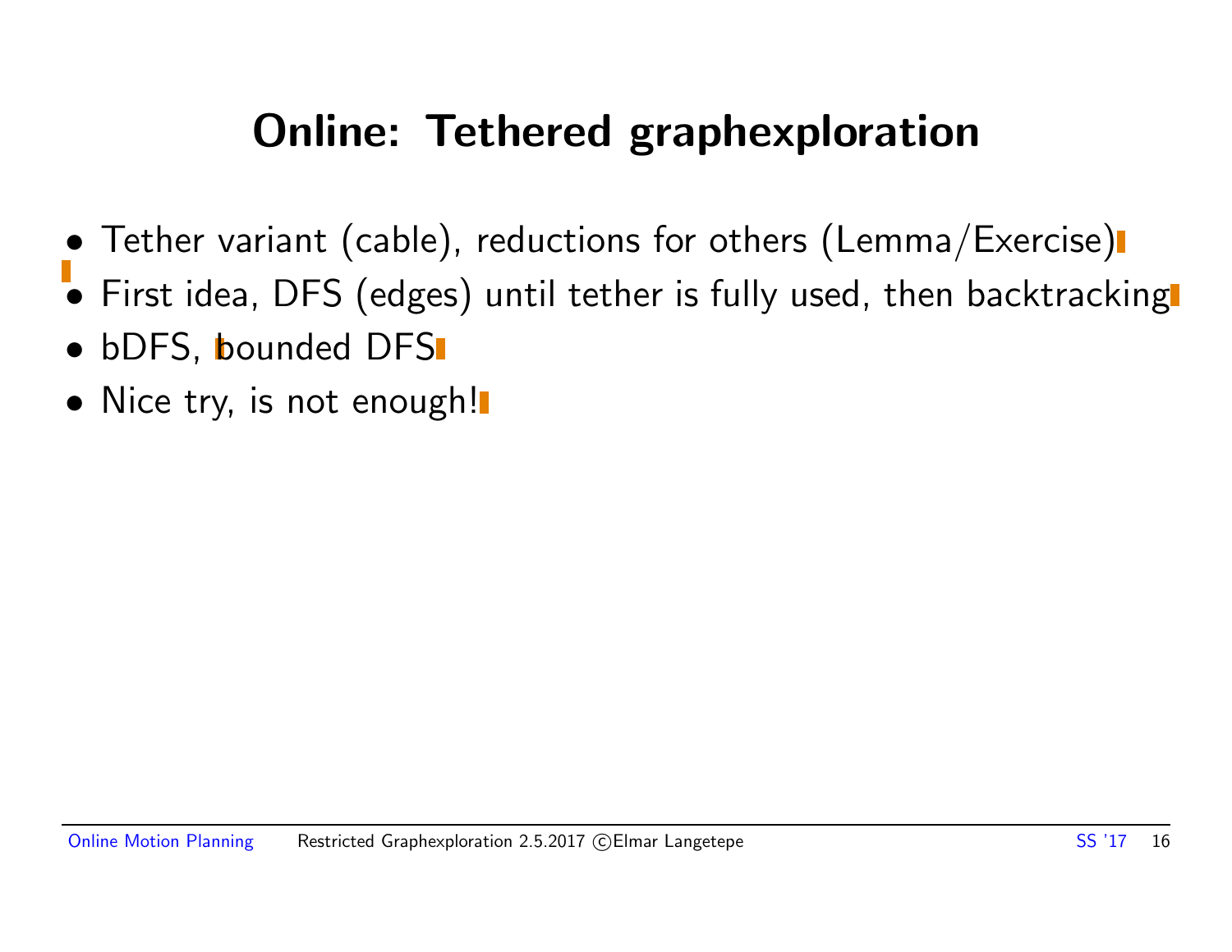# Online: Tethered graphexploration

- Tether variant (cable), reductions for others (Lemma/Exercise)
- First idea, DFS (edges) until tether is fully used, then backtracking
- bDFS, bounded DFS
- Nice try, is not enough!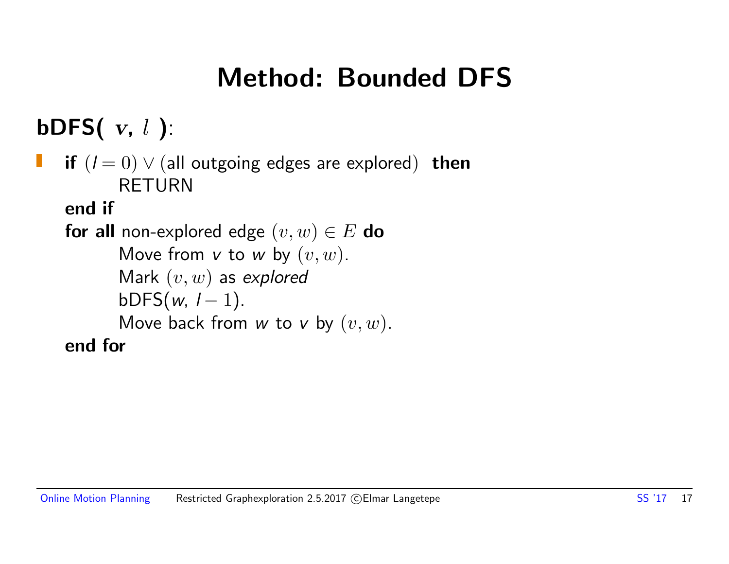# Method: Bounded DFS

**bDFS( $v$, $l$ )**:

- **if** $(l = 0) \vee$ (all outgoing edges are explored) **then**
  
  RETURN
  
  **end if**
  
  **for all** non-explored edge $(v, w) \in E$ **do**
  
  Move from $v$ to $w$ by $(v, w)$.
  
  Mark $(v, w)$ as *explored*
  
  bDFS($w$, $l - 1$).
  
  Move back from $w$ to $v$ by $(v, w)$.
  
  **end for**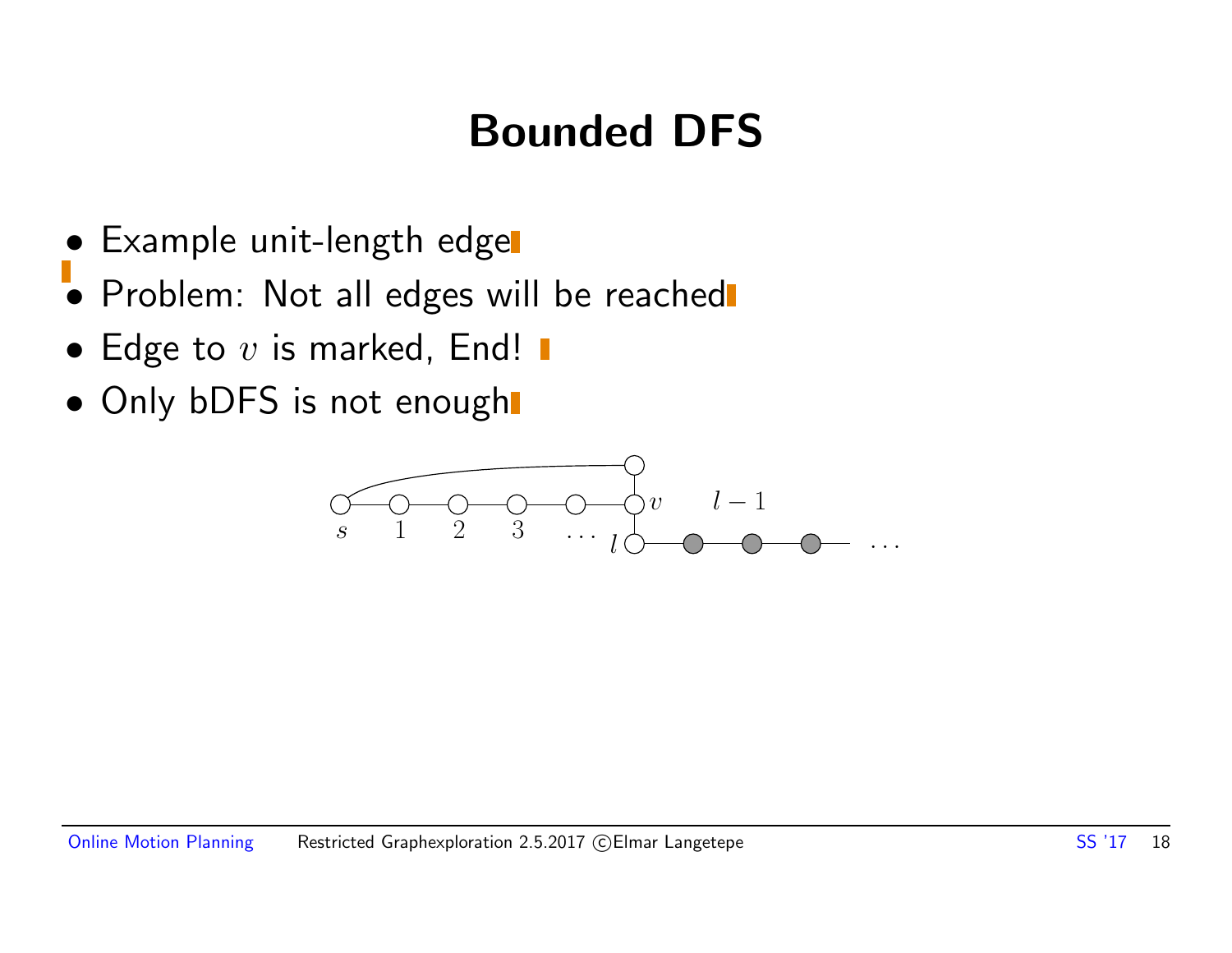# Bounded DFS

- Example unit-length edge
- Problem: Not all edges will be reached
- Edge to $v$ is marked, End!
- Only bDFS is not enough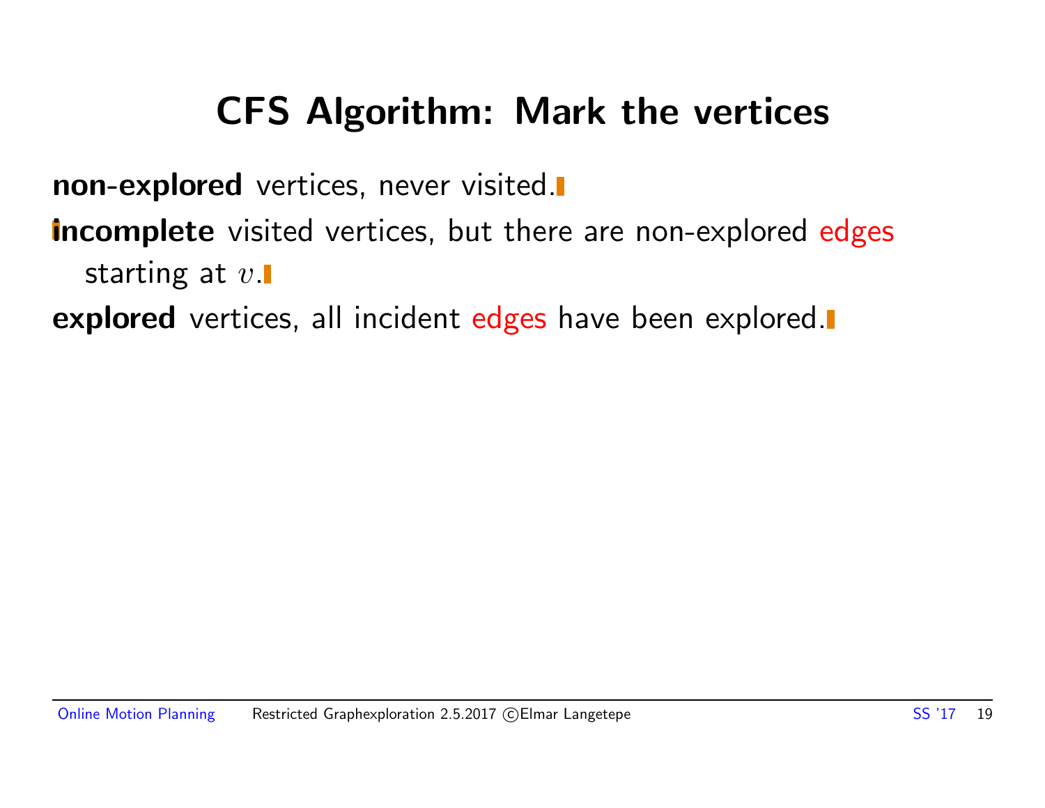# CFS Algorithm: Mark the vertices

**non-explored** vertices, never visited.

**incomplete** visited vertices, but there are non-explored edges starting at $v$.

**explored** vertices, all incident edges have been explored.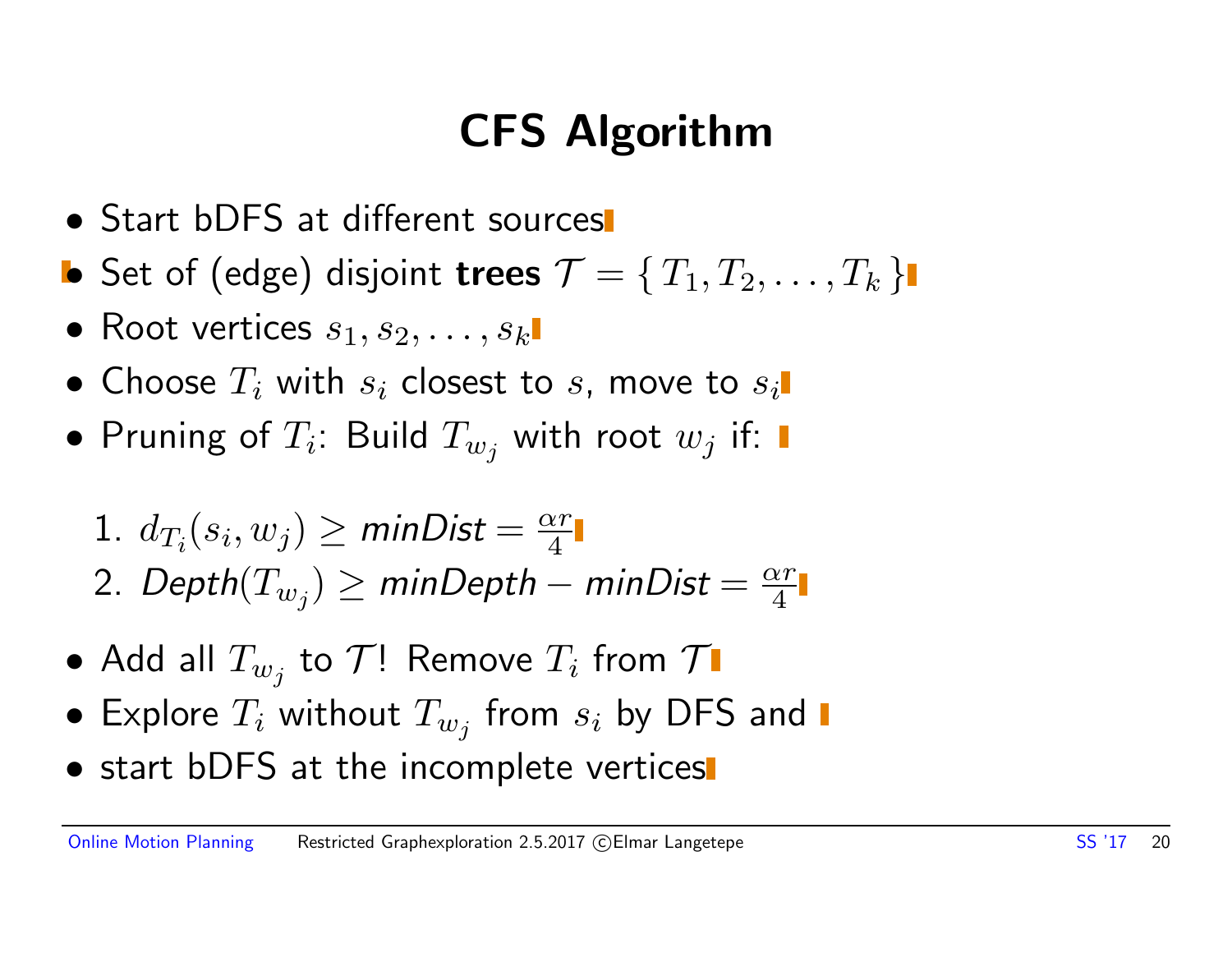# CFS Algorithm

- Start bDFS at different sources
- Set of (edge) disjoint **trees** $\mathcal{T} = \{ T_1, T_2, \ldots, T_k \}$
- Root vertices $s_1, s_2, \ldots, s_k$
- Choose $T_i$ with $s_i$ closest to $s$, move to $s_i$
- Pruning of $T_i$: Build $T_{w_j}$ with root $w_j$ if:

  1. $d_{T_i}(s_i, w_j) \geq \mathit{minDist} = \frac{\alpha r}{4}$
  2. $\mathit{Depth}(T_{w_j}) \geq \mathit{minDepth} - \mathit{minDist} = \frac{\alpha r}{4}$

- Add all $T_{w_j}$ to $\mathcal{T}$! Remove $T_i$ from $\mathcal{T}$
- Explore $T_i$ without $T_{w_j}$ from $s_i$ by DFS and
- start bDFS at the incomplete vertices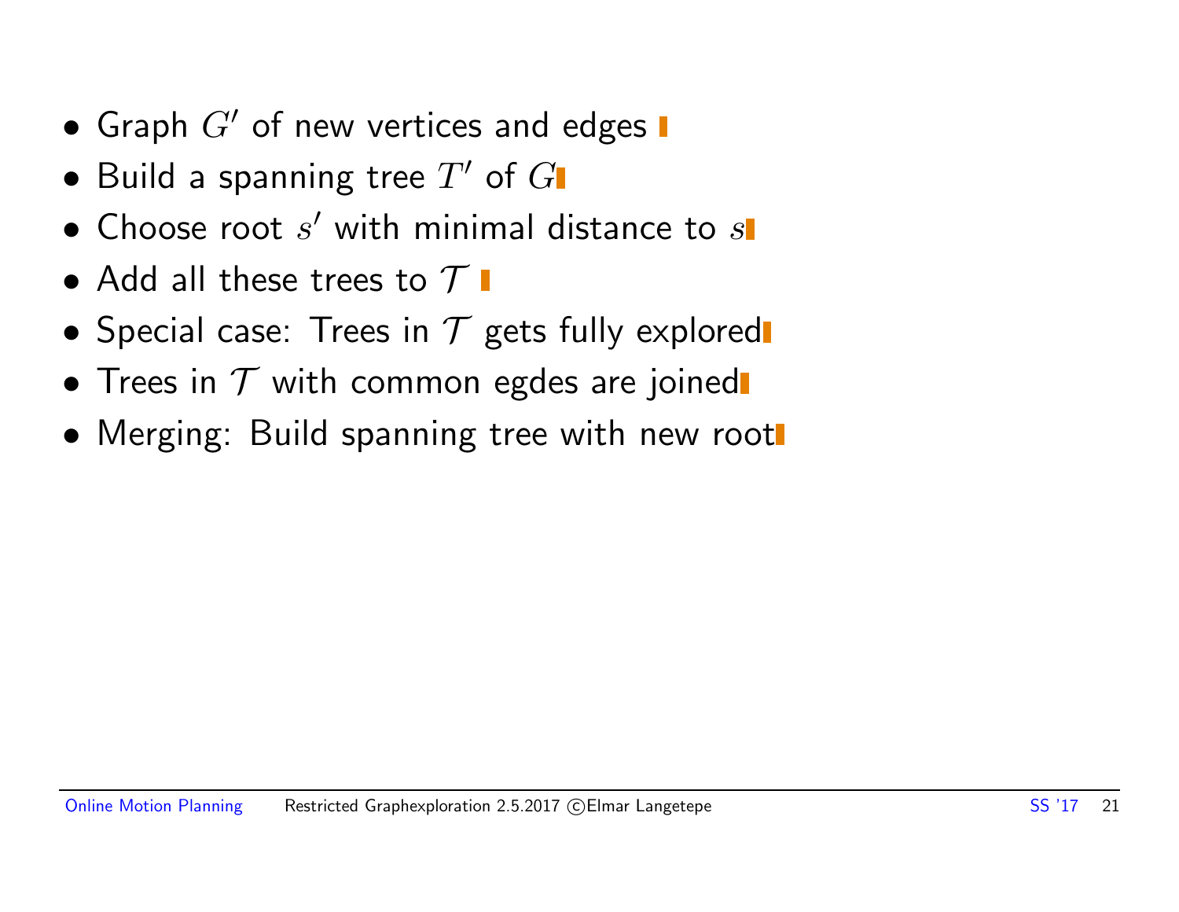- Graph $G'$ of new vertices and edges
- Build a spanning tree $T'$ of $G$
- Choose root $s'$ with minimal distance to $s$
- Add all these trees to $\mathcal{T}$
- Special case: Trees in $\mathcal{T}$ gets fully explored
- Trees in $\mathcal{T}$ with common egdes are joined
- Merging: Build spanning tree with new root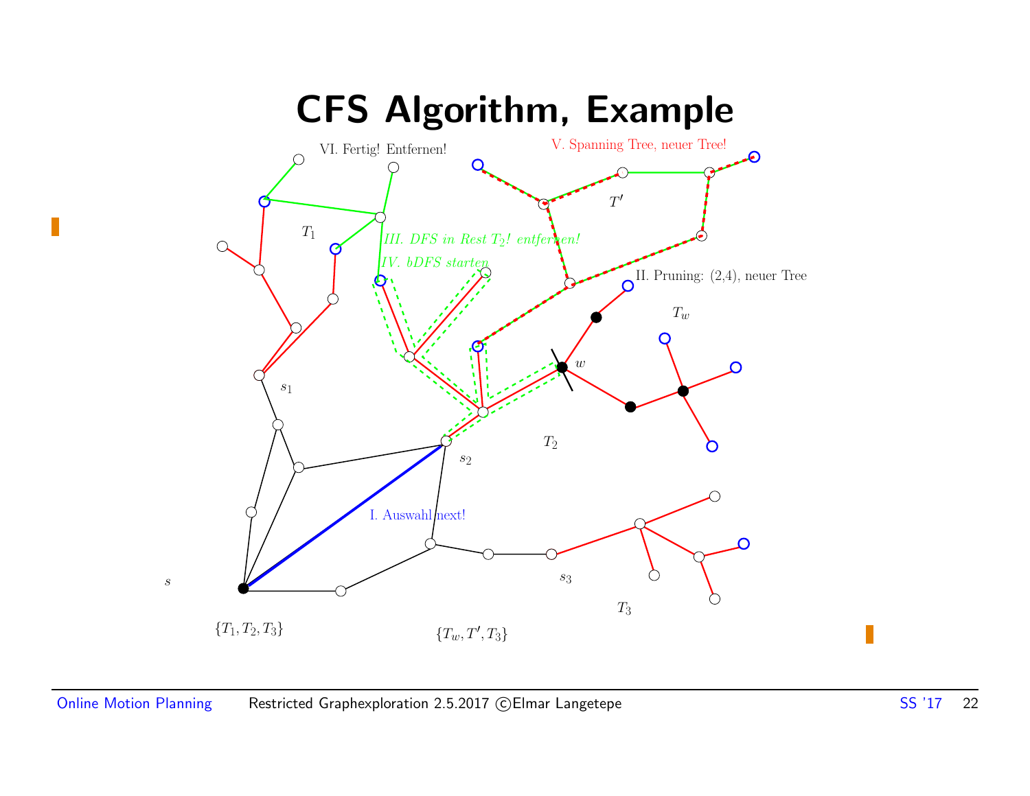# CFS Algorithm, Example

VI. Fertig! Entfernen!

V. Spanning Tree, neuer Tree!

$T'$

$T_1$

*III. DFS in Rest $T_2$! entfernen!*

*IV. bDFS starten*

II. Pruning: (2,4), neuer Tree

$T_w$

$w$

$s_1$

$T_2$

$s_2$

I. Auswahl next!

$s$

$s_3$

$T_3$

$\{T_1, T_2, T_3\}$

$\{T_w, T', T_3\}$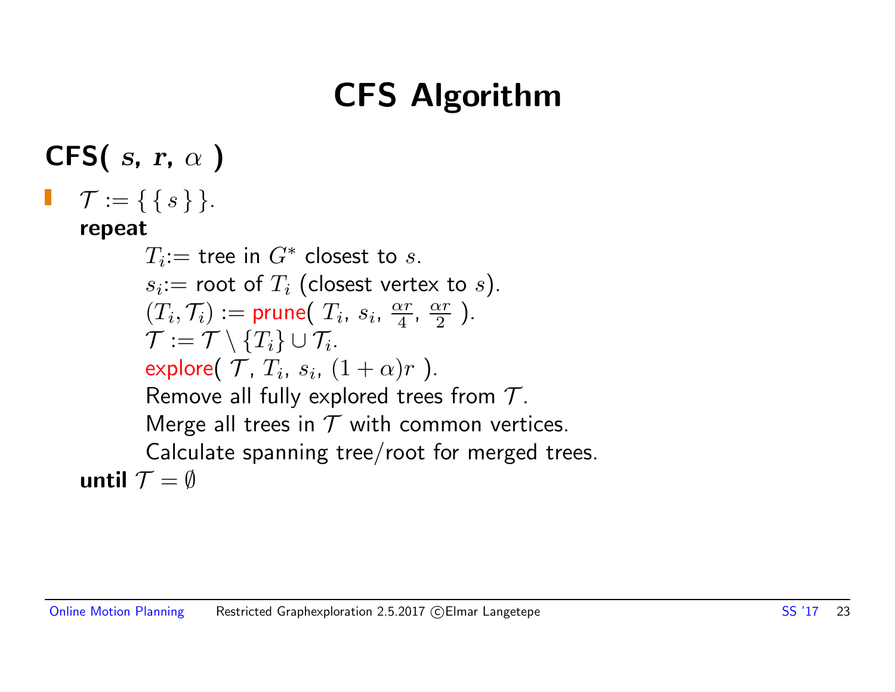# CFS Algorithm

## CFS( $s$, $r$, $\alpha$ )

- $\mathcal{T} := \{ \{ s \} \}$.

  **repeat**

  $T_i$:= tree in $G^*$ closest to $s$.
  
  $s_i$:= root of $T_i$ (closest vertex to $s$).
  
  $(T_i, \mathcal{T}_i) :=$ prune( $T_i$, $s_i$, $\frac{\alpha r}{4}$, $\frac{\alpha r}{2}$ ).
  
  $\mathcal{T} := \mathcal{T} \setminus \{T_i\} \cup \mathcal{T}_i$.
  
  explore( $\mathcal{T}$, $T_i$, $s_i$, $(1 + \alpha)r$ ).
  
  Remove all fully explored trees from $\mathcal{T}$.
  
  Merge all trees in $\mathcal{T}$ with common vertices.
  
  Calculate spanning tree/root for merged trees.

  **until** $\mathcal{T} = \emptyset$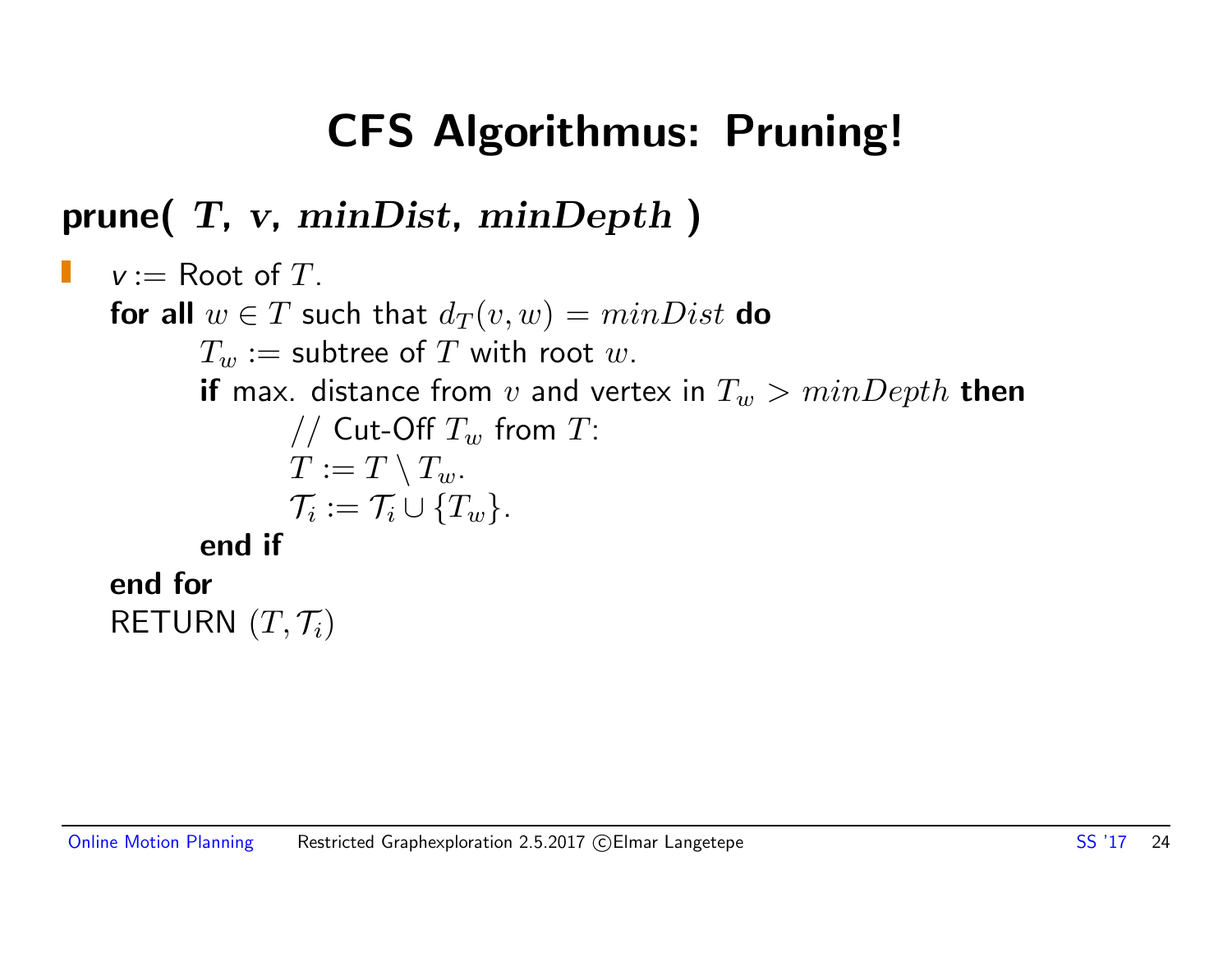# CFS Algorithmus: Pruning!

**prune(** $T$, $v$, $minDist$, $minDepth$ **)**

- $v :=$ Root of $T$.
  **for all** $w \in T$ such that $d_T(v, w) = minDist$ **do**
  &nbsp;&nbsp;&nbsp;&nbsp;$T_w :=$ subtree of $T$ with root $w$.
  &nbsp;&nbsp;&nbsp;&nbsp;**if** max. distance from $v$ and vertex in $T_w > minDepth$ **then**
  &nbsp;&nbsp;&nbsp;&nbsp;&nbsp;&nbsp;&nbsp;&nbsp;// Cut-Off $T_w$ from $T$:
  &nbsp;&nbsp;&nbsp;&nbsp;&nbsp;&nbsp;&nbsp;&nbsp;$T := T \setminus T_w$.
  &nbsp;&nbsp;&nbsp;&nbsp;&nbsp;&nbsp;&nbsp;&nbsp;$\mathcal{T}_i := \mathcal{T}_i \cup \{T_w\}$.
  &nbsp;&nbsp;&nbsp;&nbsp;**end if**
  **end for**
  RETURN $(T, \mathcal{T}_i)$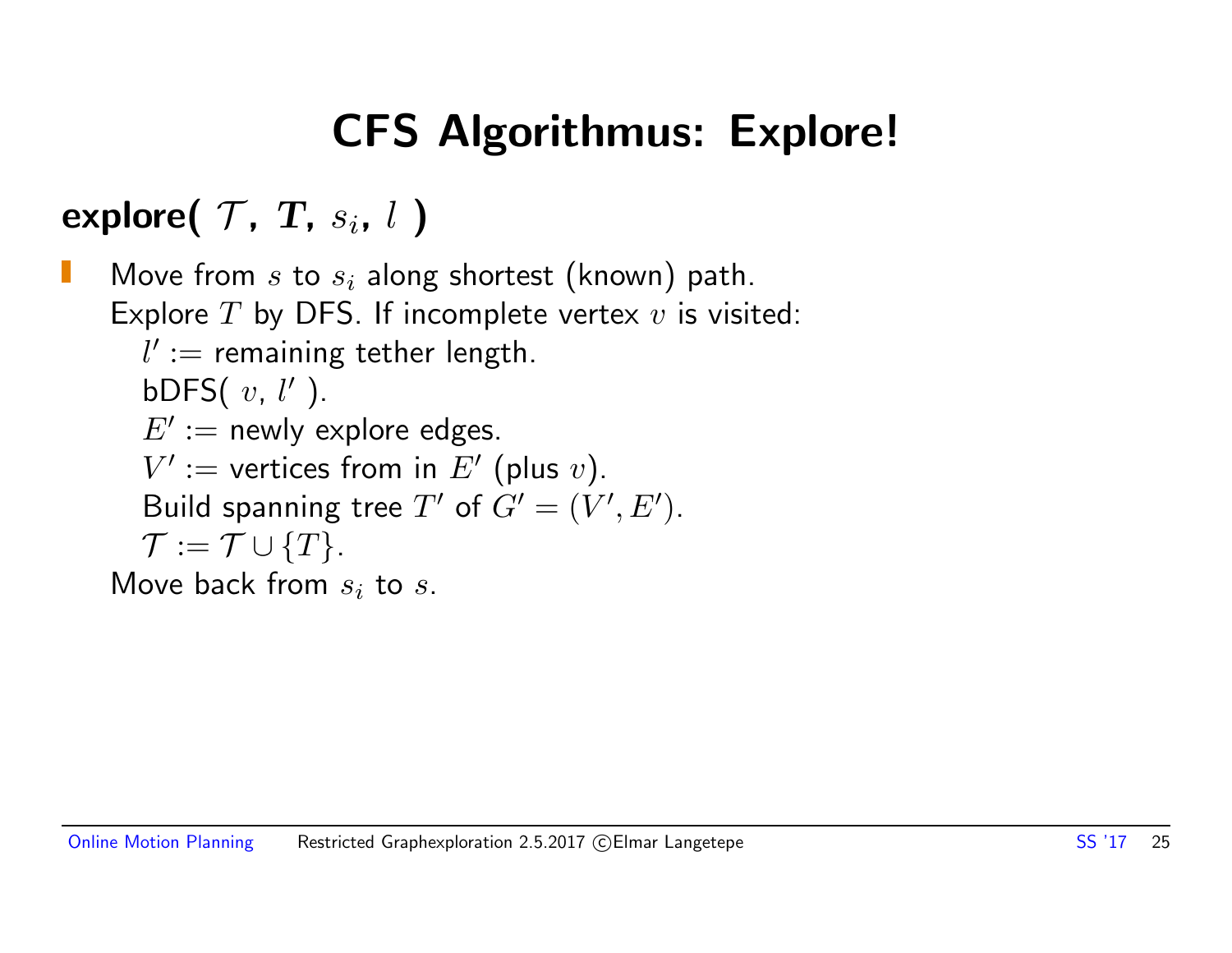# CFS Algorithmus: Explore!

**explore(** $\mathcal{T}$**,** $T$**,** $s_i$**,** $l$ **)**

- Move from $s$ to $s_i$ along shortest (known) path.
  Explore $T$ by DFS. If incomplete vertex $v$ is visited:
  - $l' :=$ remaining tether length.
  - bDFS( $v$, $l'$ ).
  - $E' :=$ newly explore edges.
  - $V' :=$ vertices from in $E'$ (plus $v$).
  - Build spanning tree $T'$ of $G' = (V', E')$.
  - $\mathcal{T} := \mathcal{T} \cup \{T\}$.

  Move back from $s_i$ to $s$.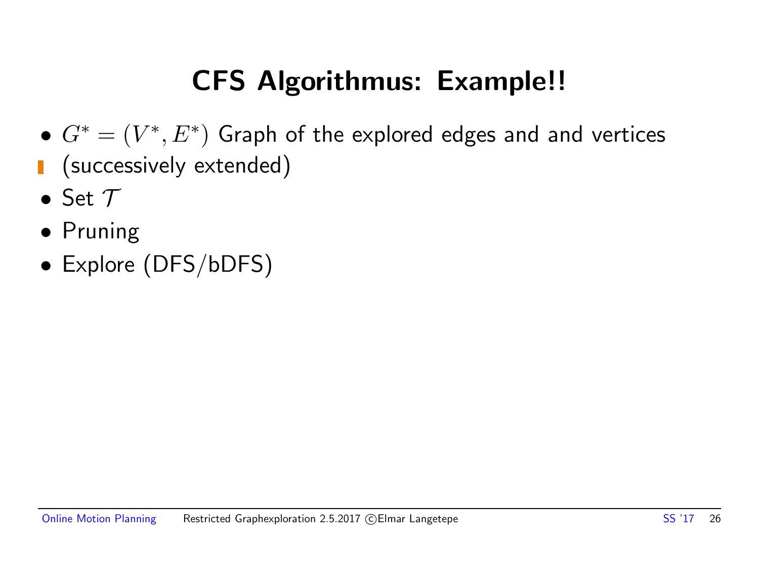# CFS Algorithmus: Example!!

- $G^* = (V^*, E^*)$ Graph of the explored edges and and vertices (successively extended)
- Set $\mathcal{T}$
- Pruning
- Explore (DFS/bDFS)